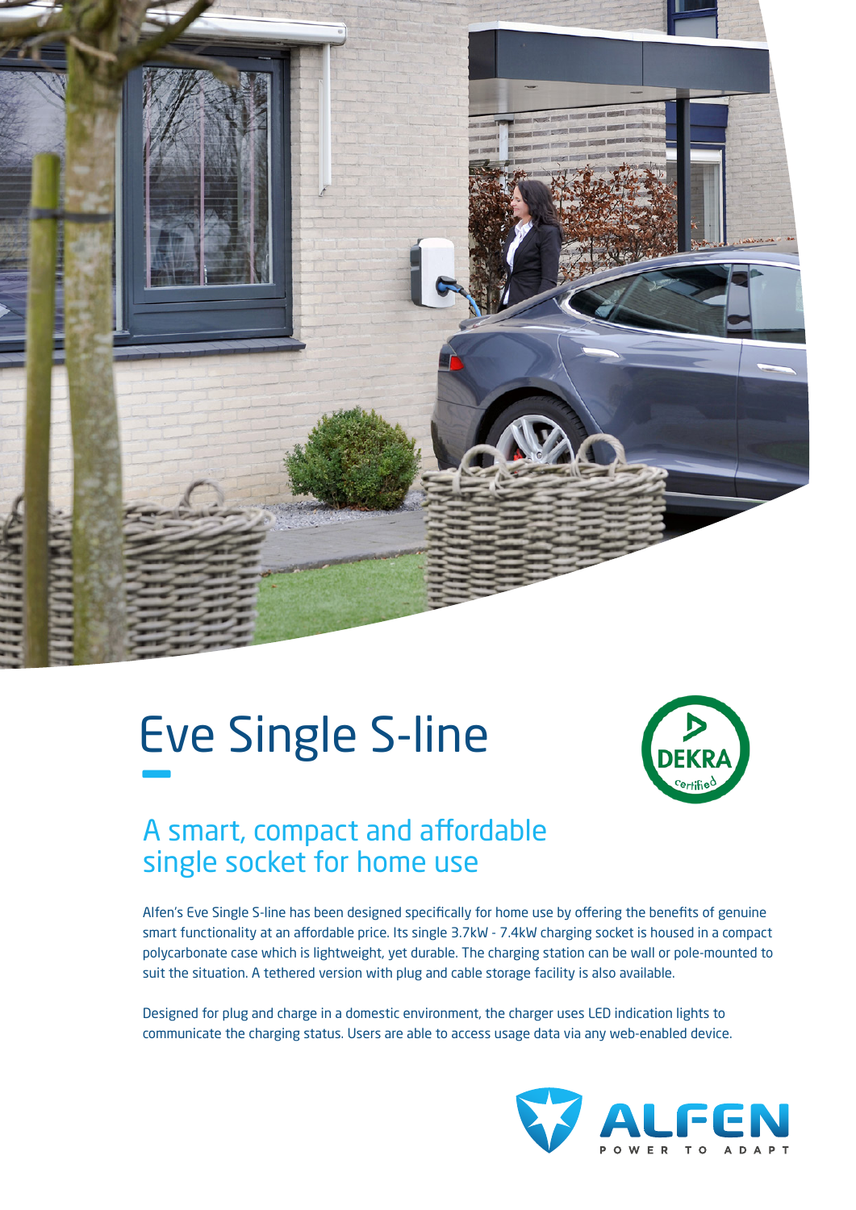# Eve Single S-line

## A smart, compact and affordable single socket for home use

Alfen's Eve Single S-line has been designed specifically for home use by offering the benefits of genuine smart functionality at an affordable price. Its single 3.7kW - 7.4kW charging socket is housed in a compact polycarbonate case which is lightweight, yet durable. The charging station can be wall or pole-mounted to suit the situation. A tethered version with plug and cable storage facility is also available.

Designed for plug and charge in a domestic environment, the charger uses LED indication lights to communicate the charging status. Users are able to access usage data via any web-enabled device.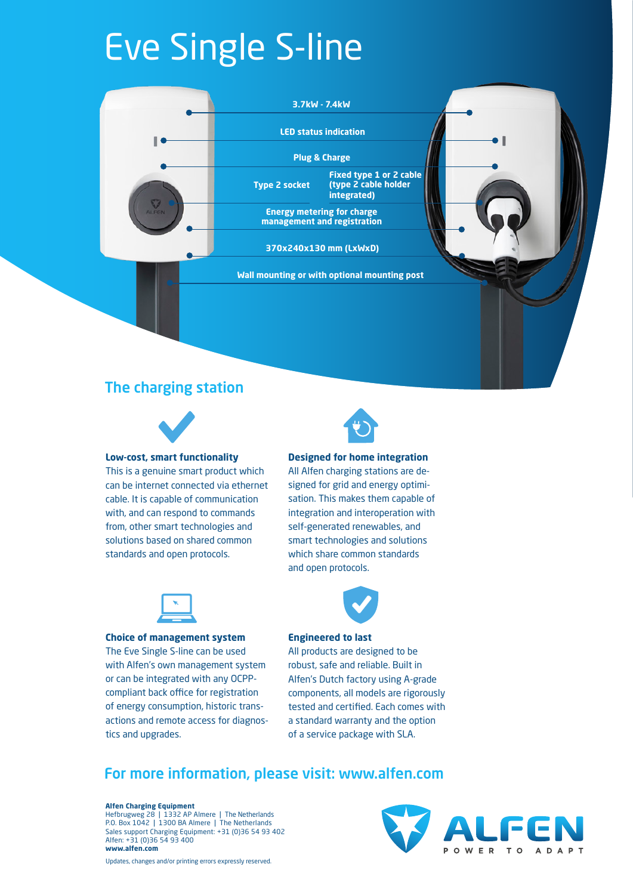# Eve Single S-line

3.7kW - 7.4kW

LED status indication

Plug & Charge

Type 2 socket

Fixed type 1 or 2 cable (type 2 cable holder integrated)

Energy metering for charge management and registration

370x240x130 mm (LxWxD)

Wall mounting or with optional mounting post

## The charging station

**Low-cost, smart functionality**
This is a genuine smart product which can be internet connected via ethernet cable. It is capable of communication with, and can respond to commands from, other smart technologies and solutions based on shared common standards and open protocols.

**Designed for home integration**
All Alfen charging stations are designed for grid and energy optimisation. This makes them capable of integration and interoperation with self-generated renewables, and smart technologies and solutions which share common standards and open protocols.

**Choice of management system**
The Eve Single S-line can be used with Alfen's own management system or can be integrated with any OCPP-compliant back office for registration of energy consumption, historic transactions and remote access for diagnostics and upgrades.

**Engineered to last**
All products are designed to be robust, safe and reliable. Built in Alfen's Dutch factory using A-grade components, all models are rigorously tested and certified. Each comes with a standard warranty and the option of a service package with SLA.

## For more information, please visit: www.alfen.com

**Alfen Charging Equipment**
Hefbrugweg 28 | 1332 AP Almere | The Netherlands
P.O. Box 1042 | 1300 BA Almere | The Netherlands
Sales support Charging Equipment: +31 (0)36 54 93 402
Alfen: +31 (0)36 54 93 400
**www.alfen.com**

Updates, changes and/or printing errors expressly reserved.

ALFEN
POWER TO ADAPT